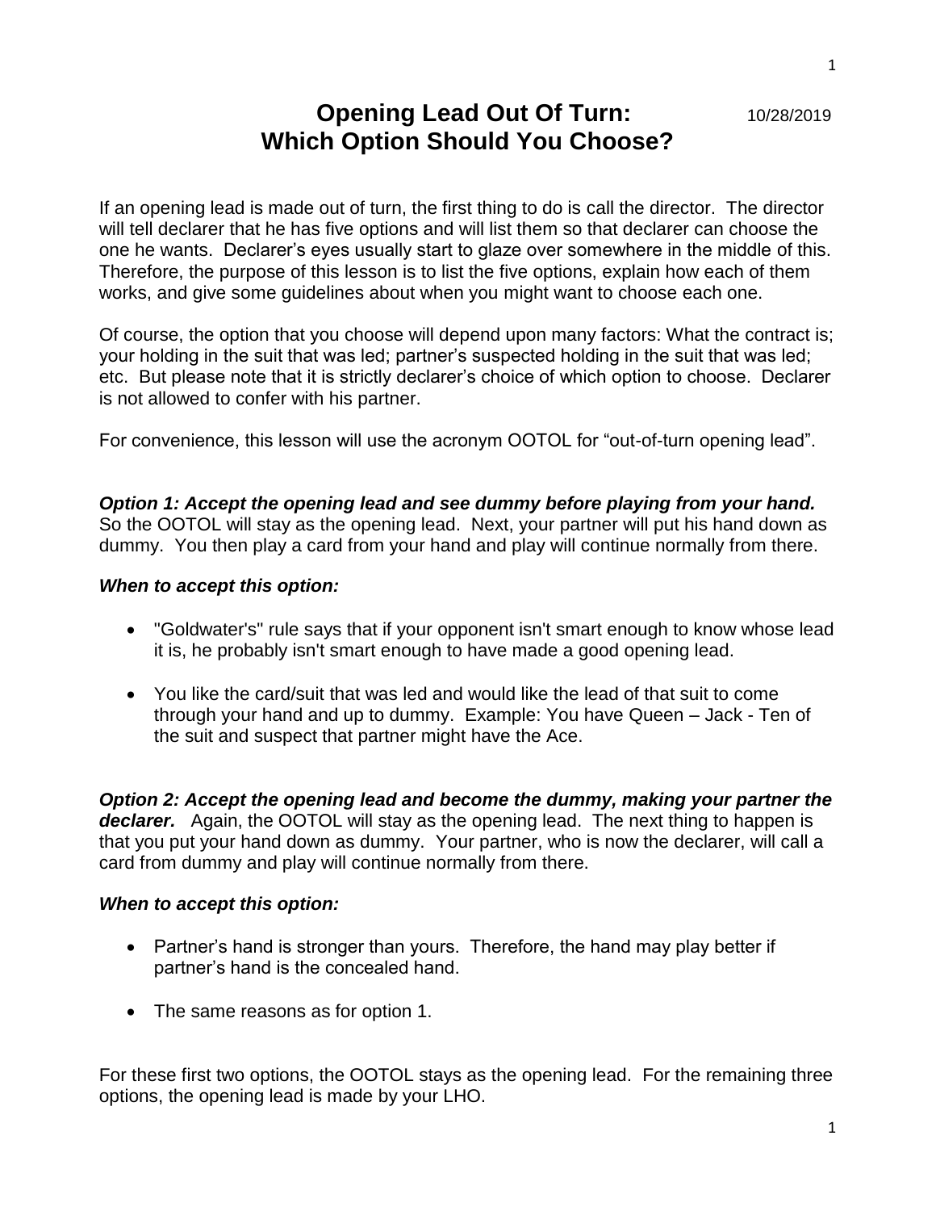# Opening Lead Out Of Turn: Which Option Should You Choose?

10/28/2019

If an opening lead is made out of turn, the first thing to do is call the director. The director will tell declarer that he has five options and will list them so that declarer can choose the one he wants. Declarer's eyes usually start to glaze over somewhere in the middle of this. Therefore, the purpose of this lesson is to list the five options, explain how each of them works, and give some guidelines about when you might want to choose each one.

Of course, the option that you choose will depend upon many factors: What the contract is; your holding in the suit that was led; partner's suspected holding in the suit that was led; etc. But please note that it is strictly declarer's choice of which option to choose. Declarer is not allowed to confer with his partner.

For convenience, this lesson will use the acronym OOTOL for "out-of-turn opening lead".

***Option 1: Accept the opening lead and see dummy before playing from your hand.*** So the OOTOL will stay as the opening lead. Next, your partner will put his hand down as dummy. You then play a card from your hand and play will continue normally from there.

***When to accept this option:***

- "Goldwater's" rule says that if your opponent isn't smart enough to know whose lead it is, he probably isn't smart enough to have made a good opening lead.
- You like the card/suit that was led and would like the lead of that suit to come through your hand and up to dummy. Example: You have Queen – Jack - Ten of the suit and suspect that partner might have the Ace.

***Option 2: Accept the opening lead and become the dummy, making your partner the declarer.*** Again, the OOTOL will stay as the opening lead. The next thing to happen is that you put your hand down as dummy. Your partner, who is now the declarer, will call a card from dummy and play will continue normally from there.

***When to accept this option:***

- Partner's hand is stronger than yours. Therefore, the hand may play better if partner's hand is the concealed hand.
- The same reasons as for option 1.

For these first two options, the OOTOL stays as the opening lead. For the remaining three options, the opening lead is made by your LHO.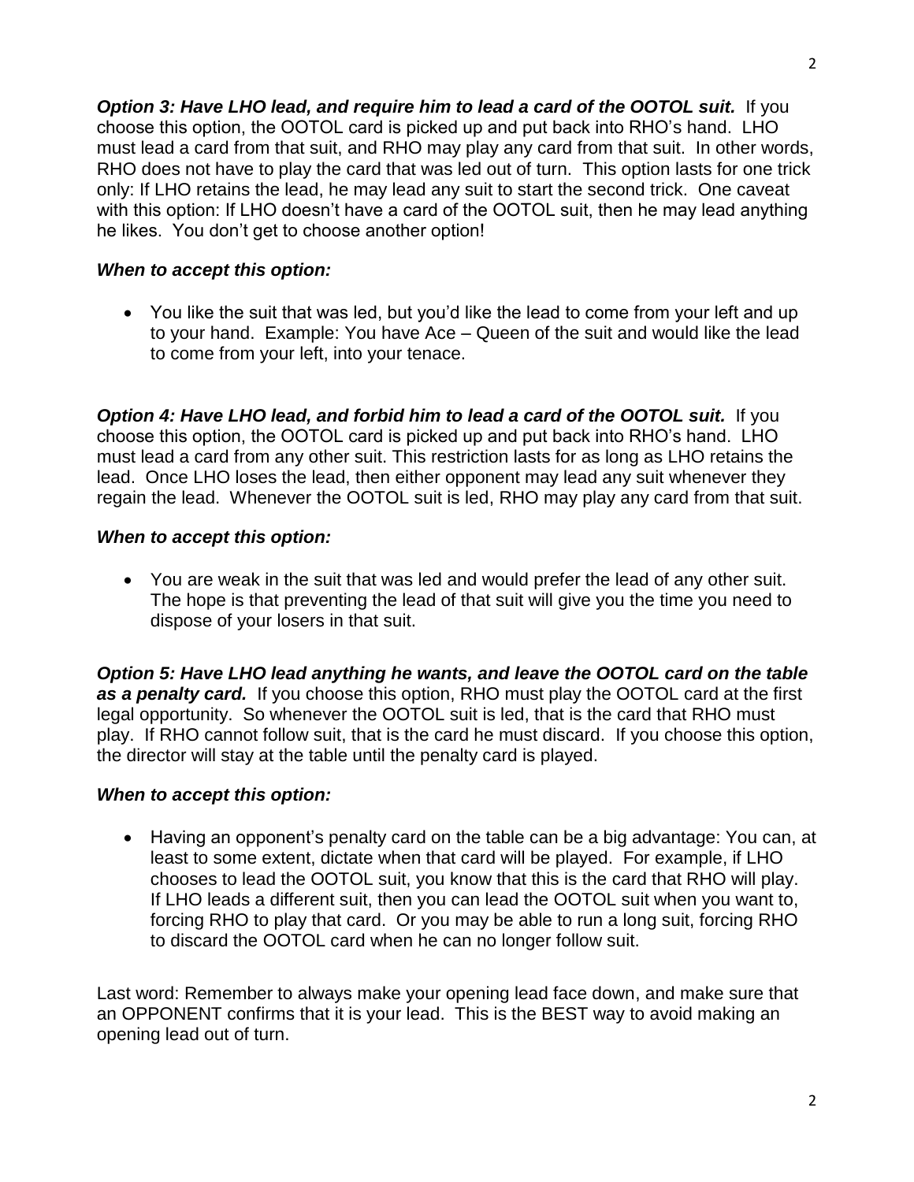***Option 3: Have LHO lead, and require him to lead a card of the OOTOL suit.*** If you choose this option, the OOTOL card is picked up and put back into RHO's hand. LHO must lead a card from that suit, and RHO may play any card from that suit. In other words, RHO does not have to play the card that was led out of turn. This option lasts for one trick only: If LHO retains the lead, he may lead any suit to start the second trick. One caveat with this option: If LHO doesn't have a card of the OOTOL suit, then he may lead anything he likes. You don't get to choose another option!

***When to accept this option:***

- You like the suit that was led, but you'd like the lead to come from your left and up to your hand. Example: You have Ace – Queen of the suit and would like the lead to come from your left, into your tenace.

***Option 4: Have LHO lead, and forbid him to lead a card of the OOTOL suit.*** If you choose this option, the OOTOL card is picked up and put back into RHO's hand. LHO must lead a card from any other suit. This restriction lasts for as long as LHO retains the lead. Once LHO loses the lead, then either opponent may lead any suit whenever they regain the lead. Whenever the OOTOL suit is led, RHO may play any card from that suit.

***When to accept this option:***

- You are weak in the suit that was led and would prefer the lead of any other suit. The hope is that preventing the lead of that suit will give you the time you need to dispose of your losers in that suit.

***Option 5: Have LHO lead anything he wants, and leave the OOTOL card on the table as a penalty card.*** If you choose this option, RHO must play the OOTOL card at the first legal opportunity. So whenever the OOTOL suit is led, that is the card that RHO must play. If RHO cannot follow suit, that is the card he must discard. If you choose this option, the director will stay at the table until the penalty card is played.

***When to accept this option:***

- Having an opponent's penalty card on the table can be a big advantage: You can, at least to some extent, dictate when that card will be played. For example, if LHO chooses to lead the OOTOL suit, you know that this is the card that RHO will play. If LHO leads a different suit, then you can lead the OOTOL suit when you want to, forcing RHO to play that card. Or you may be able to run a long suit, forcing RHO to discard the OOTOL card when he can no longer follow suit.

Last word: Remember to always make your opening lead face down, and make sure that an OPPONENT confirms that it is your lead. This is the BEST way to avoid making an opening lead out of turn.